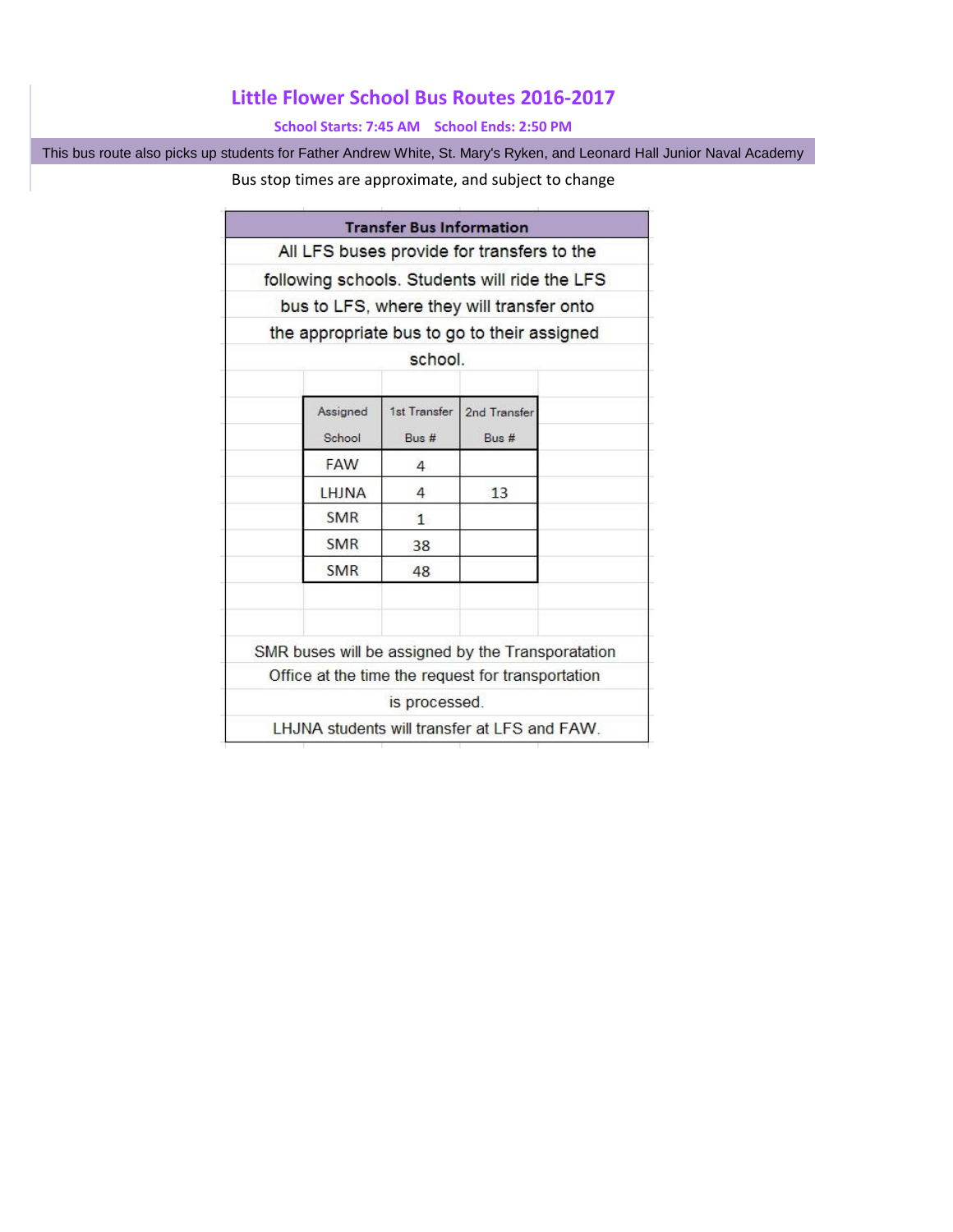# Little Flower School Bus Routes 2016-2017

**School Starts: 7:45 AM School Ends: 2:50 PM**

This bus route also picks up students for Father Andrew White, St. Mary's Ryken, and Leonard Hall Junior Naval Academy

Bus stop times are approximate, and subject to change

**Transfer Bus Information**

All LFS buses provide for transfers to the following schools. Students will ride the LFS bus to LFS, where they will transfer onto the appropriate bus to go to their assigned school.

| Assigned School | 1st Transfer Bus # | 2nd Transfer Bus # |
|---|---|---|
| FAW | 4 | |
| LHJNA | 4 | 13 |
| SMR | 1 | |
| SMR | 38 | |
| SMR | 48 | |

SMR buses will be assigned by the Transporatation Office at the time the request for transportation is processed.

LHJNA students will transfer at LFS and FAW.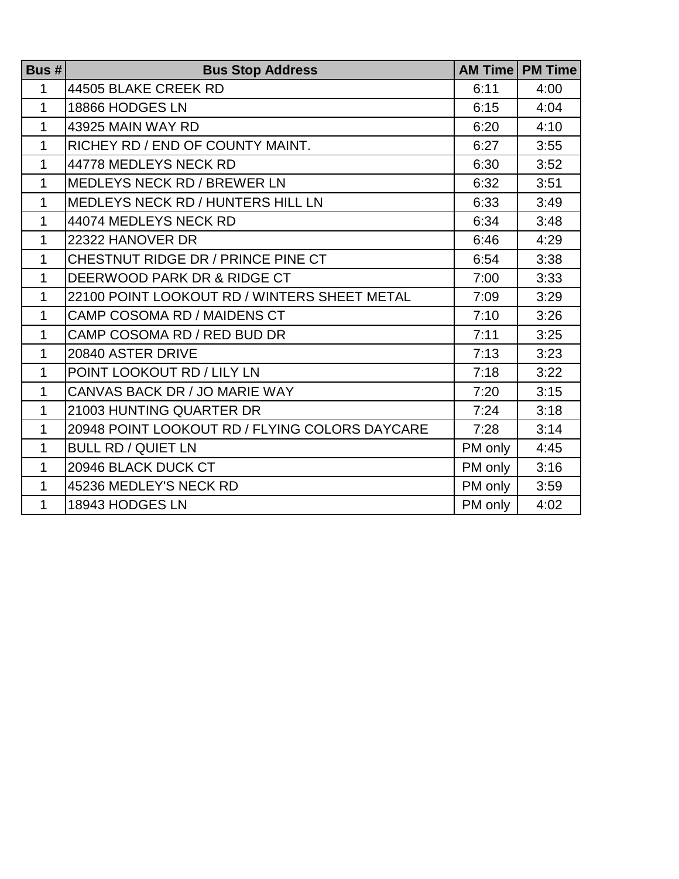| Bus # | Bus Stop Address | AM Time | PM Time |
|---|---|---|---|
| 1 | 44505 BLAKE CREEK RD | 6:11 | 4:00 |
| 1 | 18866 HODGES LN | 6:15 | 4:04 |
| 1 | 43925 MAIN WAY RD | 6:20 | 4:10 |
| 1 | RICHEY RD / END OF COUNTY MAINT. | 6:27 | 3:55 |
| 1 | 44778 MEDLEYS NECK RD | 6:30 | 3:52 |
| 1 | MEDLEYS NECK RD / BREWER LN | 6:32 | 3:51 |
| 1 | MEDLEYS NECK RD / HUNTERS HILL LN | 6:33 | 3:49 |
| 1 | 44074 MEDLEYS NECK RD | 6:34 | 3:48 |
| 1 | 22322 HANOVER DR | 6:46 | 4:29 |
| 1 | CHESTNUT RIDGE DR / PRINCE PINE CT | 6:54 | 3:38 |
| 1 | DEERWOOD PARK DR & RIDGE CT | 7:00 | 3:33 |
| 1 | 22100 POINT LOOKOUT RD / WINTERS SHEET METAL | 7:09 | 3:29 |
| 1 | CAMP COSOMA RD / MAIDENS CT | 7:10 | 3:26 |
| 1 | CAMP COSOMA RD / RED BUD DR | 7:11 | 3:25 |
| 1 | 20840 ASTER DRIVE | 7:13 | 3:23 |
| 1 | POINT LOOKOUT RD / LILY LN | 7:18 | 3:22 |
| 1 | CANVAS BACK DR / JO MARIE WAY | 7:20 | 3:15 |
| 1 | 21003 HUNTING QUARTER DR | 7:24 | 3:18 |
| 1 | 20948 POINT LOOKOUT RD / FLYING COLORS DAYCARE | 7:28 | 3:14 |
| 1 | BULL RD / QUIET LN | PM only | 4:45 |
| 1 | 20946 BLACK DUCK CT | PM only | 3:16 |
| 1 | 45236 MEDLEY'S NECK RD | PM only | 3:59 |
| 1 | 18943 HODGES LN | PM only | 4:02 |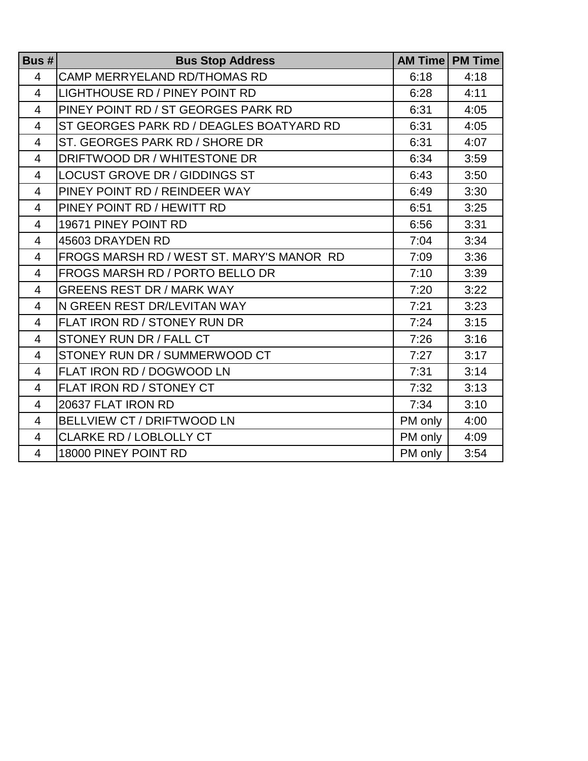| Bus # | Bus Stop Address | AM Time | PM Time |
|---|---|---|---|
| 4 | CAMP MERRYELAND RD/THOMAS RD | 6:18 | 4:18 |
| 4 | LIGHTHOUSE RD / PINEY POINT RD | 6:28 | 4:11 |
| 4 | PINEY POINT RD / ST GEORGES PARK RD | 6:31 | 4:05 |
| 4 | ST GEORGES PARK RD / DEAGLES BOATYARD RD | 6:31 | 4:05 |
| 4 | ST. GEORGES PARK RD / SHORE DR | 6:31 | 4:07 |
| 4 | DRIFTWOOD DR / WHITESTONE DR | 6:34 | 3:59 |
| 4 | LOCUST GROVE DR / GIDDINGS ST | 6:43 | 3:50 |
| 4 | PINEY POINT RD / REINDEER WAY | 6:49 | 3:30 |
| 4 | PINEY POINT RD / HEWITT RD | 6:51 | 3:25 |
| 4 | 19671 PINEY POINT RD | 6:56 | 3:31 |
| 4 | 45603 DRAYDEN RD | 7:04 | 3:34 |
| 4 | FROGS MARSH RD / WEST ST. MARY'S MANOR RD | 7:09 | 3:36 |
| 4 | FROGS MARSH RD / PORTO BELLO DR | 7:10 | 3:39 |
| 4 | GREENS REST DR / MARK WAY | 7:20 | 3:22 |
| 4 | N GREEN REST DR/LEVITAN WAY | 7:21 | 3:23 |
| 4 | FLAT IRON RD / STONEY RUN DR | 7:24 | 3:15 |
| 4 | STONEY RUN DR / FALL CT | 7:26 | 3:16 |
| 4 | STONEY RUN DR / SUMMERWOOD CT | 7:27 | 3:17 |
| 4 | FLAT IRON RD / DOGWOOD LN | 7:31 | 3:14 |
| 4 | FLAT IRON RD / STONEY CT | 7:32 | 3:13 |
| 4 | 20637 FLAT IRON RD | 7:34 | 3:10 |
| 4 | BELLVIEW CT / DRIFTWOOD LN | PM only | 4:00 |
| 4 | CLARKE RD / LOBLOLLY CT | PM only | 4:09 |
| 4 | 18000 PINEY POINT RD | PM only | 3:54 |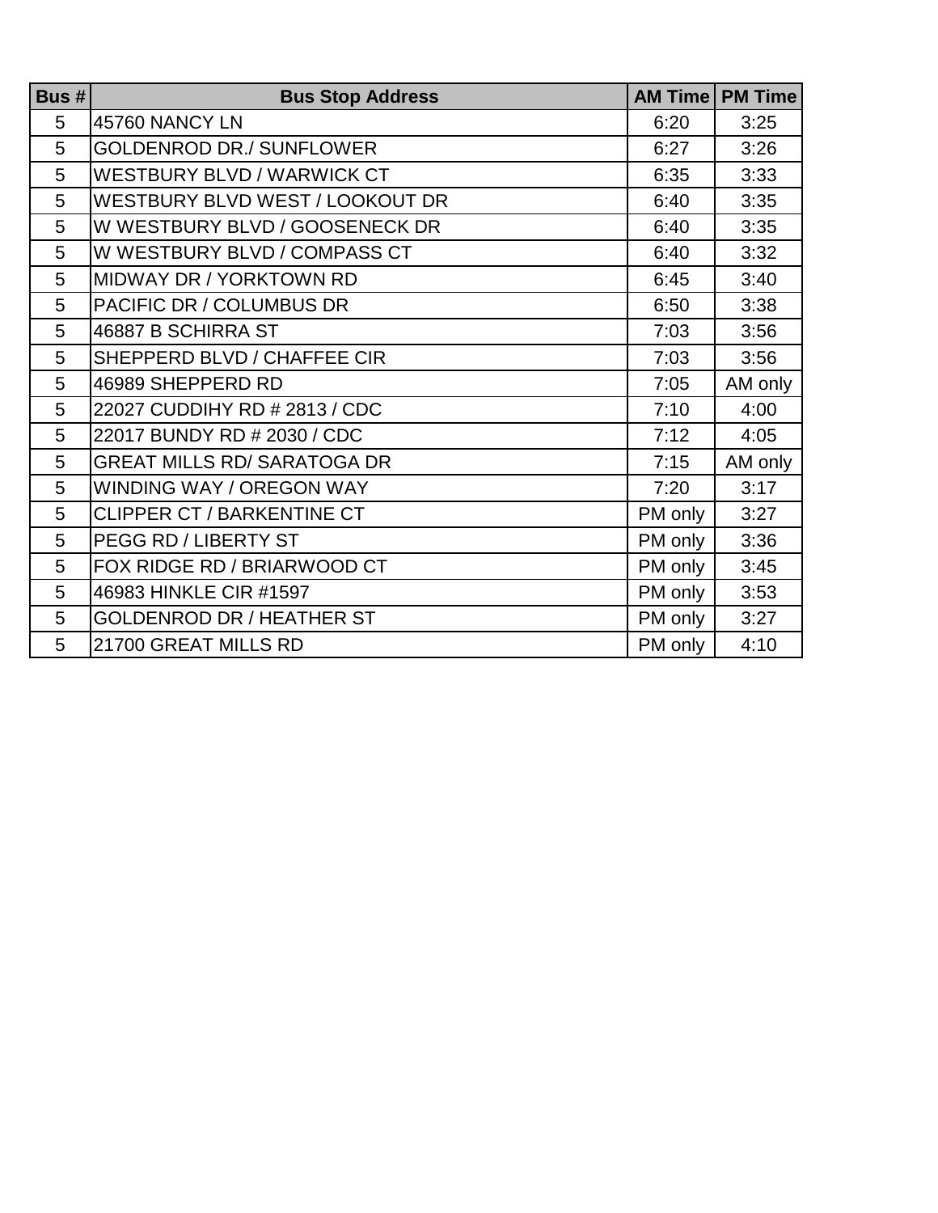| Bus # | Bus Stop Address | AM Time | PM Time |
|---|---|---|---|
| 5 | 45760 NANCY LN | 6:20 | 3:25 |
| 5 | GOLDENROD DR./ SUNFLOWER | 6:27 | 3:26 |
| 5 | WESTBURY BLVD / WARWICK CT | 6:35 | 3:33 |
| 5 | WESTBURY BLVD WEST / LOOKOUT DR | 6:40 | 3:35 |
| 5 | W WESTBURY BLVD / GOOSENECK DR | 6:40 | 3:35 |
| 5 | W WESTBURY BLVD / COMPASS CT | 6:40 | 3:32 |
| 5 | MIDWAY DR / YORKTOWN RD | 6:45 | 3:40 |
| 5 | PACIFIC DR / COLUMBUS DR | 6:50 | 3:38 |
| 5 | 46887 B SCHIRRA ST | 7:03 | 3:56 |
| 5 | SHEPPERD BLVD / CHAFFEE CIR | 7:03 | 3:56 |
| 5 | 46989 SHEPPERD RD | 7:05 | AM only |
| 5 | 22027 CUDDIHY RD # 2813 / CDC | 7:10 | 4:00 |
| 5 | 22017 BUNDY RD # 2030 / CDC | 7:12 | 4:05 |
| 5 | GREAT MILLS RD/ SARATOGA DR | 7:15 | AM only |
| 5 | WINDING WAY / OREGON WAY | 7:20 | 3:17 |
| 5 | CLIPPER CT / BARKENTINE CT | PM only | 3:27 |
| 5 | PEGG RD / LIBERTY ST | PM only | 3:36 |
| 5 | FOX RIDGE RD / BRIARWOOD CT | PM only | 3:45 |
| 5 | 46983 HINKLE CIR #1597 | PM only | 3:53 |
| 5 | GOLDENROD DR / HEATHER ST | PM only | 3:27 |
| 5 | 21700 GREAT MILLS RD | PM only | 4:10 |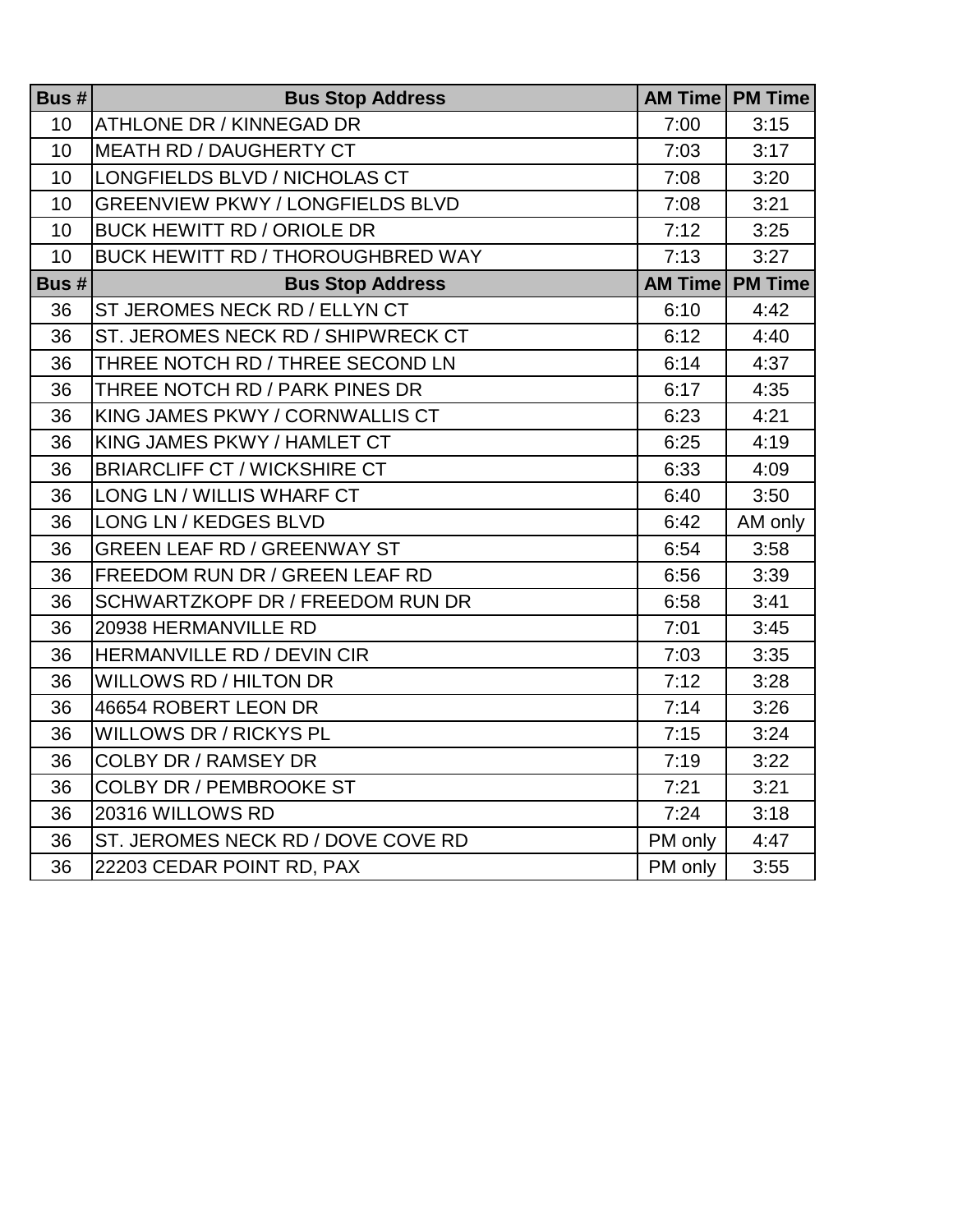| Bus # | Bus Stop Address | AM Time | PM Time |
|---|---|---|---|
| 10 | ATHLONE DR / KINNEGAD DR | 7:00 | 3:15 |
| 10 | MEATH RD / DAUGHERTY CT | 7:03 | 3:17 |
| 10 | LONGFIELDS BLVD / NICHOLAS CT | 7:08 | 3:20 |
| 10 | GREENVIEW PKWY / LONGFIELDS BLVD | 7:08 | 3:21 |
| 10 | BUCK HEWITT RD / ORIOLE DR | 7:12 | 3:25 |
| 10 | BUCK HEWITT RD / THOROUGHBRED WAY | 7:13 | 3:27 |
| **Bus #** | **Bus Stop Address** | **AM Time** | **PM Time** |
| 36 | ST JEROMES NECK RD / ELLYN CT | 6:10 | 4:42 |
| 36 | ST. JEROMES NECK RD / SHIPWRECK CT | 6:12 | 4:40 |
| 36 | THREE NOTCH RD / THREE SECOND LN | 6:14 | 4:37 |
| 36 | THREE NOTCH RD / PARK PINES DR | 6:17 | 4:35 |
| 36 | KING JAMES PKWY / CORNWALLIS CT | 6:23 | 4:21 |
| 36 | KING JAMES PKWY / HAMLET CT | 6:25 | 4:19 |
| 36 | BRIARCLIFF CT / WICKSHIRE CT | 6:33 | 4:09 |
| 36 | LONG LN / WILLIS WHARF CT | 6:40 | 3:50 |
| 36 | LONG LN / KEDGES BLVD | 6:42 | AM only |
| 36 | GREEN LEAF RD / GREENWAY ST | 6:54 | 3:58 |
| 36 | FREEDOM RUN DR / GREEN LEAF RD | 6:56 | 3:39 |
| 36 | SCHWARTZKOPF DR / FREEDOM RUN DR | 6:58 | 3:41 |
| 36 | 20938 HERMANVILLE RD | 7:01 | 3:45 |
| 36 | HERMANVILLE RD / DEVIN CIR | 7:03 | 3:35 |
| 36 | WILLOWS RD / HILTON DR | 7:12 | 3:28 |
| 36 | 46654 ROBERT LEON DR | 7:14 | 3:26 |
| 36 | WILLOWS DR / RICKYS PL | 7:15 | 3:24 |
| 36 | COLBY DR / RAMSEY DR | 7:19 | 3:22 |
| 36 | COLBY DR / PEMBROOKE ST | 7:21 | 3:21 |
| 36 | 20316 WILLOWS RD | 7:24 | 3:18 |
| 36 | ST. JEROMES NECK RD / DOVE COVE RD | PM only | 4:47 |
| 36 | 22203 CEDAR POINT RD, PAX | PM only | 3:55 |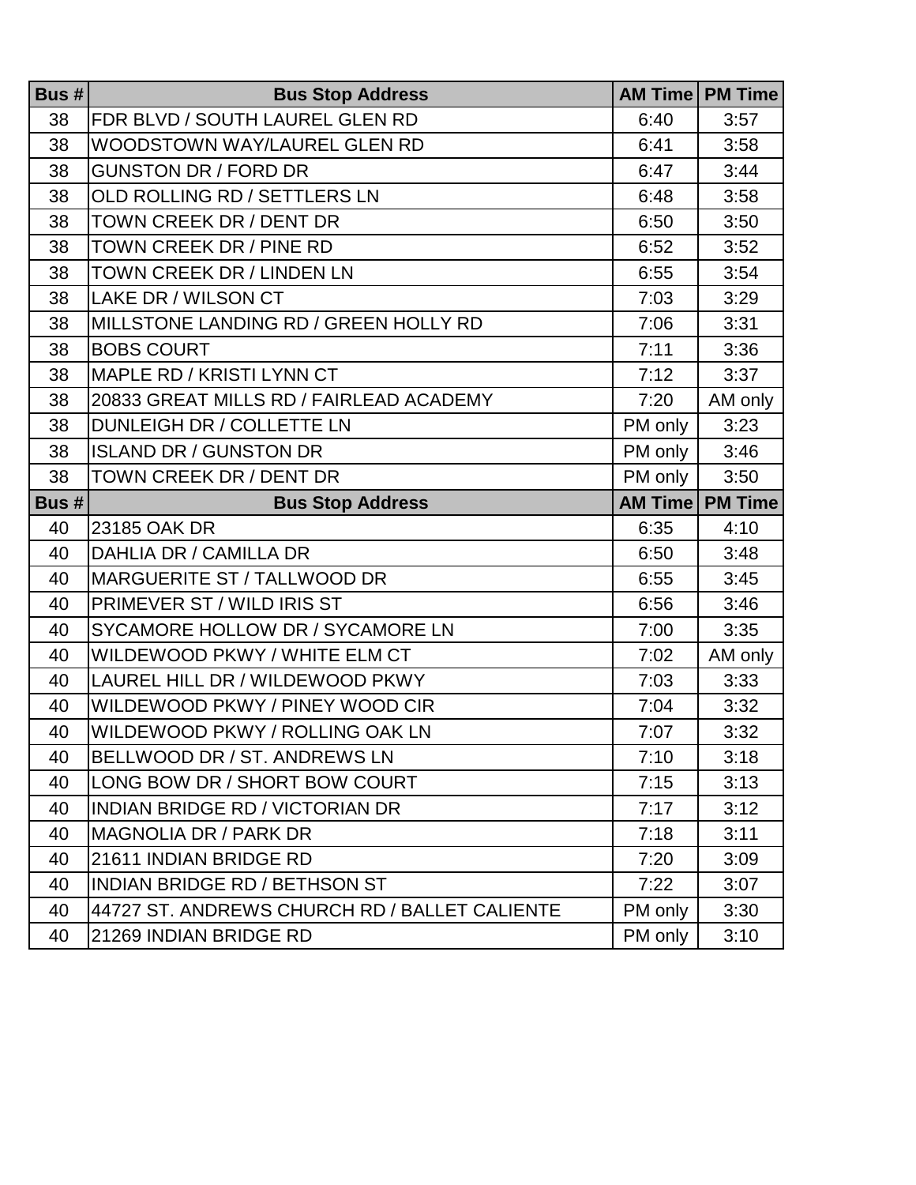| Bus # | Bus Stop Address | AM Time | PM Time |
|---|---|---|---|
| 38 | FDR BLVD / SOUTH LAUREL GLEN RD | 6:40 | 3:57 |
| 38 | WOODSTOWN WAY/LAUREL GLEN RD | 6:41 | 3:58 |
| 38 | GUNSTON DR / FORD DR | 6:47 | 3:44 |
| 38 | OLD ROLLING RD / SETTLERS LN | 6:48 | 3:58 |
| 38 | TOWN CREEK DR / DENT DR | 6:50 | 3:50 |
| 38 | TOWN CREEK DR / PINE RD | 6:52 | 3:52 |
| 38 | TOWN CREEK DR / LINDEN LN | 6:55 | 3:54 |
| 38 | LAKE DR / WILSON CT | 7:03 | 3:29 |
| 38 | MILLSTONE LANDING RD / GREEN HOLLY RD | 7:06 | 3:31 |
| 38 | BOBS COURT | 7:11 | 3:36 |
| 38 | MAPLE RD / KRISTI LYNN CT | 7:12 | 3:37 |
| 38 | 20833 GREAT MILLS RD / FAIRLEAD ACADEMY | 7:20 | AM only |
| 38 | DUNLEIGH DR / COLLETTE LN | PM only | 3:23 |
| 38 | ISLAND DR / GUNSTON DR | PM only | 3:46 |
| 38 | TOWN CREEK DR / DENT DR | PM only | 3:50 |
| **Bus #** | **Bus Stop Address** | **AM Time** | **PM Time** |
| 40 | 23185 OAK DR | 6:35 | 4:10 |
| 40 | DAHLIA DR / CAMILLA DR | 6:50 | 3:48 |
| 40 | MARGUERITE ST / TALLWOOD DR | 6:55 | 3:45 |
| 40 | PRIMEVER ST / WILD IRIS ST | 6:56 | 3:46 |
| 40 | SYCAMORE HOLLOW DR / SYCAMORE LN | 7:00 | 3:35 |
| 40 | WILDEWOOD PKWY / WHITE ELM CT | 7:02 | AM only |
| 40 | LAUREL HILL DR / WILDEWOOD PKWY | 7:03 | 3:33 |
| 40 | WILDEWOOD PKWY / PINEY WOOD CIR | 7:04 | 3:32 |
| 40 | WILDEWOOD PKWY / ROLLING OAK LN | 7:07 | 3:32 |
| 40 | BELLWOOD DR / ST. ANDREWS LN | 7:10 | 3:18 |
| 40 | LONG BOW DR / SHORT BOW COURT | 7:15 | 3:13 |
| 40 | INDIAN BRIDGE RD / VICTORIAN DR | 7:17 | 3:12 |
| 40 | MAGNOLIA DR / PARK DR | 7:18 | 3:11 |
| 40 | 21611 INDIAN BRIDGE RD | 7:20 | 3:09 |
| 40 | INDIAN BRIDGE RD / BETHSON ST | 7:22 | 3:07 |
| 40 | 44727 ST. ANDREWS CHURCH RD / BALLET CALIENTE | PM only | 3:30 |
| 40 | 21269 INDIAN BRIDGE RD | PM only | 3:10 |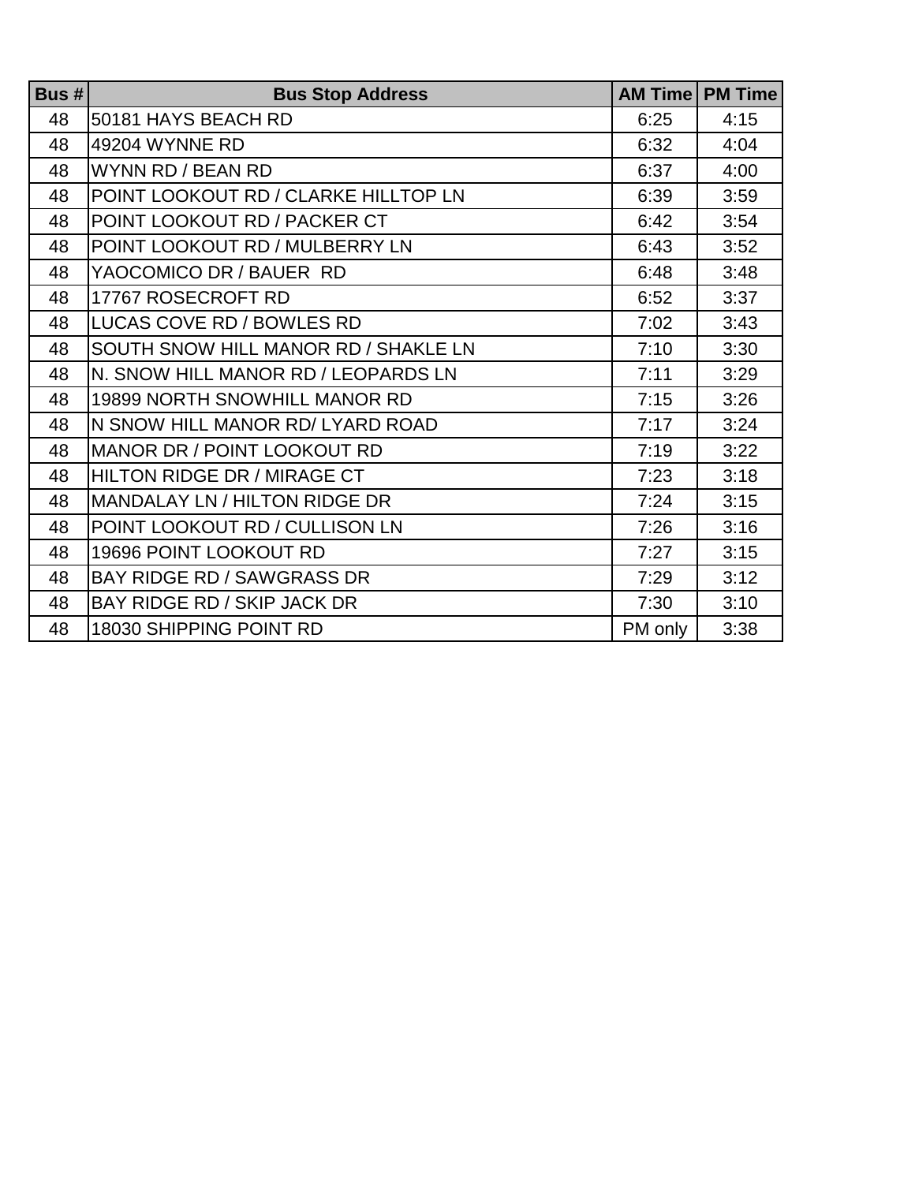| Bus # | Bus Stop Address | AM Time | PM Time |
|---|---|---|---|
| 48 | 50181 HAYS BEACH RD | 6:25 | 4:15 |
| 48 | 49204 WYNNE RD | 6:32 | 4:04 |
| 48 | WYNN RD / BEAN RD | 6:37 | 4:00 |
| 48 | POINT LOOKOUT RD / CLARKE HILLTOP LN | 6:39 | 3:59 |
| 48 | POINT LOOKOUT RD / PACKER CT | 6:42 | 3:54 |
| 48 | POINT LOOKOUT RD / MULBERRY LN | 6:43 | 3:52 |
| 48 | YAOCOMICO DR / BAUER RD | 6:48 | 3:48 |
| 48 | 17767 ROSECROFT RD | 6:52 | 3:37 |
| 48 | LUCAS COVE RD / BOWLES RD | 7:02 | 3:43 |
| 48 | SOUTH SNOW HILL MANOR RD / SHAKLE LN | 7:10 | 3:30 |
| 48 | N. SNOW HILL MANOR RD / LEOPARDS LN | 7:11 | 3:29 |
| 48 | 19899 NORTH SNOWHILL MANOR RD | 7:15 | 3:26 |
| 48 | N SNOW HILL MANOR RD/ LYARD ROAD | 7:17 | 3:24 |
| 48 | MANOR DR / POINT LOOKOUT RD | 7:19 | 3:22 |
| 48 | HILTON RIDGE DR / MIRAGE CT | 7:23 | 3:18 |
| 48 | MANDALAY LN / HILTON RIDGE DR | 7:24 | 3:15 |
| 48 | POINT LOOKOUT RD / CULLISON LN | 7:26 | 3:16 |
| 48 | 19696 POINT LOOKOUT RD | 7:27 | 3:15 |
| 48 | BAY RIDGE RD / SAWGRASS DR | 7:29 | 3:12 |
| 48 | BAY RIDGE RD / SKIP JACK DR | 7:30 | 3:10 |
| 48 | 18030 SHIPPING POINT RD | PM only | 3:38 |